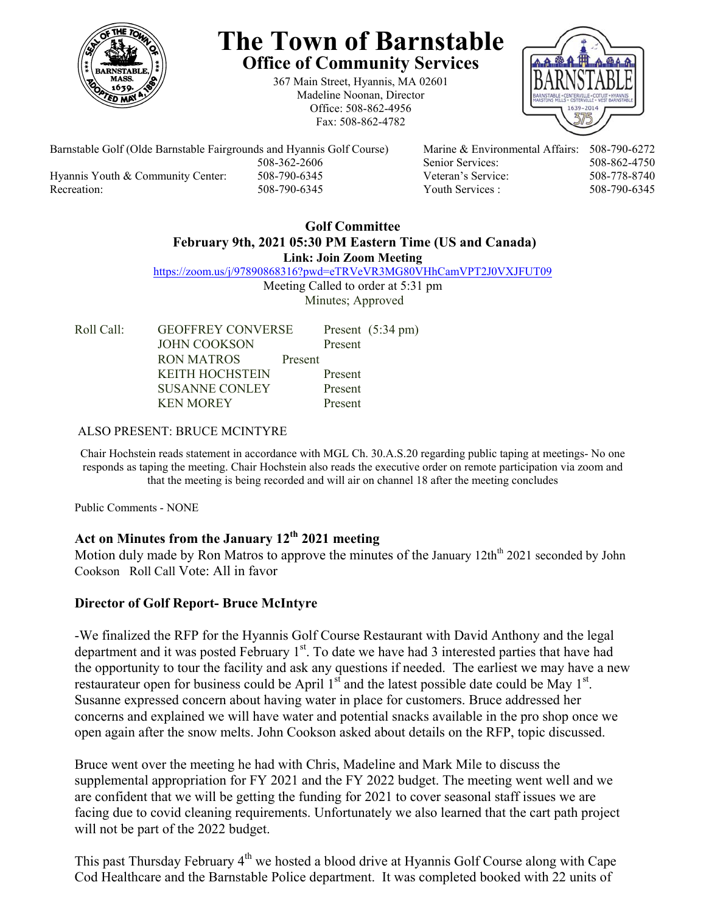# The Town of Barnstable

## Office of Community Services

367 Main Street, Hyannis, MA 02601
Madeline Noonan, Director
Office: 508-862-4956
Fax: 508-862-4782

| | | | |
|---|---|---|---|
| Barnstable Golf (Olde Barnstable Fairgrounds and Hyannis Golf Course) | 508-362-2606 | Marine & Environmental Affairs: | 508-790-6272 |
| | | Senior Services: | 508-862-4750 |
| Hyannis Youth & Community Center: | 508-790-6345 | Veteran's Service: | 508-778-8740 |
| Recreation: | 508-790-6345 | Youth Services : | 508-790-6345 |

**Golf Committee**
**February 9th, 2021 05:30 PM Eastern Time (US and Canada)**
**Link: Join Zoom Meeting**
https://zoom.us/j/97890868316?pwd=eTRVeVR3MG80VHhCamVPT2J0VXJFUT09
Meeting Called to order at 5:31 pm
Minutes; Approved

| Roll Call: | | |
|---|---|---|
| | GEOFFREY CONVERSE | Present (5:34 pm) |
| | JOHN COOKSON | Present |
| | RON MATROS | Present |
| | KEITH HOCHSTEIN | Present |
| | SUSANNE CONLEY | Present |
| | KEN MOREY | Present |

ALSO PRESENT: BRUCE MCINTYRE

Chair Hochstein reads statement in accordance with MGL Ch. 30.A.S.20 regarding public taping at meetings- No one responds as taping the meeting. Chair Hochstein also reads the executive order on remote participation via zoom and that the meeting is being recorded and will air on channel 18 after the meeting concludes

Public Comments - NONE

### Act on Minutes from the January 12th 2021 meeting

Motion duly made by Ron Matros to approve the minutes of the January 12th 2021 seconded by John Cookson Roll Call Vote: All in favor

### Director of Golf Report- Bruce McIntyre

-We finalized the RFP for the Hyannis Golf Course Restaurant with David Anthony and the legal department and it was posted February 1st. To date we have had 3 interested parties that have had the opportunity to tour the facility and ask any questions if needed. The earliest we may have a new restaurateur open for business could be April 1st and the latest possible date could be May 1st. Susanne expressed concern about having water in place for customers. Bruce addressed her concerns and explained we will have water and potential snacks available in the pro shop once we open again after the snow melts. John Cookson asked about details on the RFP, topic discussed.

Bruce went over the meeting he had with Chris, Madeline and Mark Mile to discuss the supplemental appropriation for FY 2021 and the FY 2022 budget. The meeting went well and we are confident that we will be getting the funding for 2021 to cover seasonal staff issues we are facing due to covid cleaning requirements. Unfortunately we also learned that the cart path project will not be part of the 2022 budget.

This past Thursday February 4th we hosted a blood drive at Hyannis Golf Course along with Cape Cod Healthcare and the Barnstable Police department. It was completed booked with 22 units of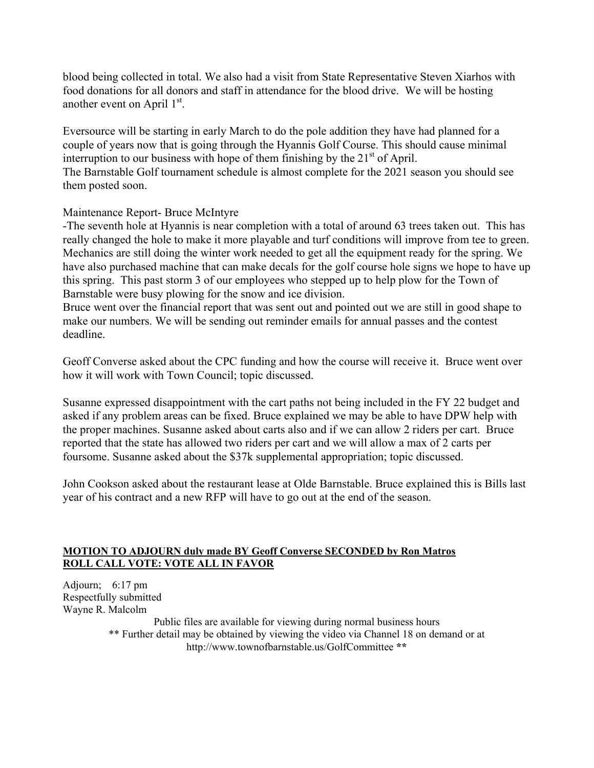blood being collected in total. We also had a visit from State Representative Steven Xiarhos with food donations for all donors and staff in attendance for the blood drive. We will be hosting another event on April 1st.

Eversource will be starting in early March to do the pole addition they have had planned for a couple of years now that is going through the Hyannis Golf Course. This should cause minimal interruption to our business with hope of them finishing by the 21st of April.
The Barnstable Golf tournament schedule is almost complete for the 2021 season you should see them posted soon.

Maintenance Report- Bruce McIntyre
-The seventh hole at Hyannis is near completion with a total of around 63 trees taken out. This has really changed the hole to make it more playable and turf conditions will improve from tee to green. Mechanics are still doing the winter work needed to get all the equipment ready for the spring. We have also purchased machine that can make decals for the golf course hole signs we hope to have up this spring. This past storm 3 of our employees who stepped up to help plow for the Town of Barnstable were busy plowing for the snow and ice division.
Bruce went over the financial report that was sent out and pointed out we are still in good shape to make our numbers. We will be sending out reminder emails for annual passes and the contest deadline.

Geoff Converse asked about the CPC funding and how the course will receive it. Bruce went over how it will work with Town Council; topic discussed.

Susanne expressed disappointment with the cart paths not being included in the FY 22 budget and asked if any problem areas can be fixed. Bruce explained we may be able to have DPW help with the proper machines. Susanne asked about carts also and if we can allow 2 riders per cart. Bruce reported that the state has allowed two riders per cart and we will allow a max of 2 carts per foursome. Susanne asked about the $37k supplemental appropriation; topic discussed.

John Cookson asked about the restaurant lease at Olde Barnstable. Bruce explained this is Bills last year of his contract and a new RFP will have to go out at the end of the season.

**MOTION TO ADJOURN duly made BY Geoff Converse SECONDED by Ron Matros**
**ROLL CALL VOTE: VOTE ALL IN FAVOR**

Adjourn; 6:17 pm
Respectfully submitted
Wayne R. Malcolm

Public files are available for viewing during normal business hours
** Further detail may be obtained by viewing the video via Channel 18 on demand or at http://www.townofbarnstable.us/GolfCommittee **